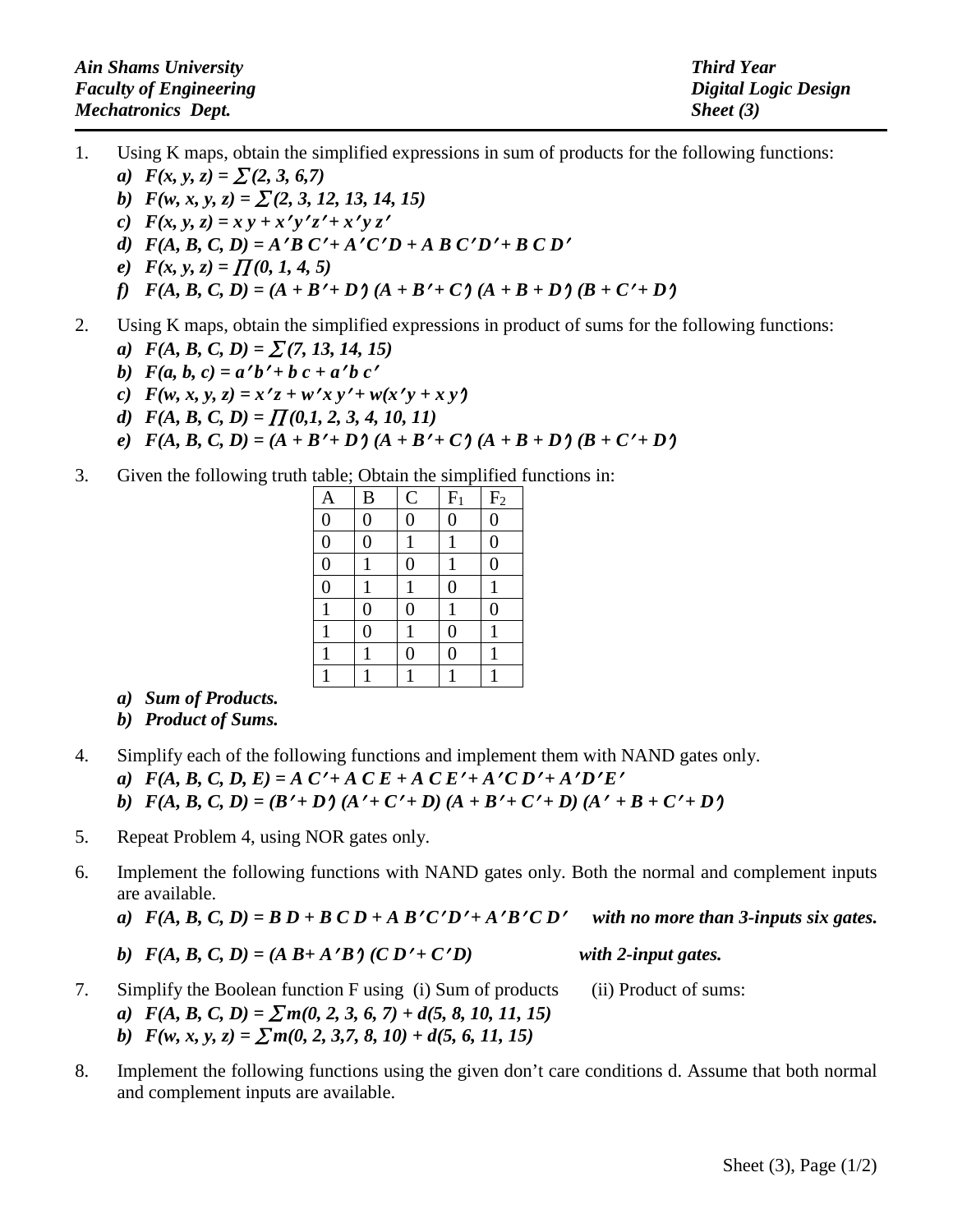**Ain Shams University**
**Faculty of Engineering**
**Mechatronics Dept.**

**Third Year**
**Digital Logic Design**
**Sheet (3)**

1. Using K maps, obtain the simplified expressions in sum of products for the following functions:
   a) $F(x, y, z) = \sum(2, 3, 6, 7)$
   b) $F(w, x, y, z) = \sum(2, 3, 12, 13, 14, 15)$
   c) $F(x, y, z) = x\,y + x'y'z' + x'y\,z'$
   d) $F(A, B, C, D) = A'B\,C' + A'C'D + A\,B\,C'D' + B\,C\,D'$
   e) $F(x, y, z) = \prod(0, 1, 4, 5)$
   f) $F(A, B, C, D) = (A + B' + D')\,(A + B' + C')\,(A + B + D')\,(B + C' + D')$

2. Using K maps, obtain the simplified expressions in product of sums for the following functions:
   a) $F(A, B, C, D) = \sum(7, 13, 14, 15)$
   b) $F(a, b, c) = a'b' + b\,c + a'b\,c'$
   c) $F(w, x, y, z) = x'z + w'x\,y' + w(x'y + x\,y')$
   d) $F(A, B, C, D) = \prod(0, 1, 2, 3, 4, 10, 11)$
   e) $F(A, B, C, D) = (A + B' + D')\,(A + B' + C')\,(A + B + D')\,(B + C' + D')$

3. Given the following truth table; Obtain the simplified functions in:

| A | B | C | $F_1$ | $F_2$ |
|---|---|---|---|---|
| 0 | 0 | 0 | 0 | 0 |
| 0 | 0 | 1 | 1 | 0 |
| 0 | 1 | 0 | 1 | 0 |
| 0 | 1 | 1 | 0 | 1 |
| 1 | 0 | 0 | 1 | 0 |
| 1 | 0 | 1 | 0 | 1 |
| 1 | 1 | 0 | 0 | 1 |
| 1 | 1 | 1 | 1 | 1 |

   a) *Sum of Products.*
   b) *Product of Sums.*

4. Simplify each of the following functions and implement them with NAND gates only.
   a) $F(A, B, C, D, E) = A\,C' + A\,C\,E + A\,C\,E' + A'C\,D' + A'D'E'$
   b) $F(A, B, C, D) = (B' + D')\,(A' + C' + D)\,(A + B' + C' + D)\,(A' + B + C' + D')$

5. Repeat Problem 4, using NOR gates only.

6. Implement the following functions with NAND gates only. Both the normal and complement inputs are available.
   a) $F(A, B, C, D) = B\,D + B\,C\,D + A\,B'C'D' + A'B'C\,D'$ ***with no more than 3-inputs six gates.***
   b) $F(A, B, C, D) = (A\,B + A'B')\,(C\,D' + C'D)$ ***with 2-input gates.***

7. Simplify the Boolean function F using (i) Sum of products (ii) Product of sums:
   a) $F(A, B, C, D) = \sum m(0, 2, 3, 6, 7) + d(5, 8, 10, 11, 15)$
   b) $F(w, x, y, z) = \sum m(0, 2, 3, 7, 8, 10) + d(5, 6, 11, 15)$

8. Implement the following functions using the given don't care conditions d. Assume that both normal and complement inputs are available.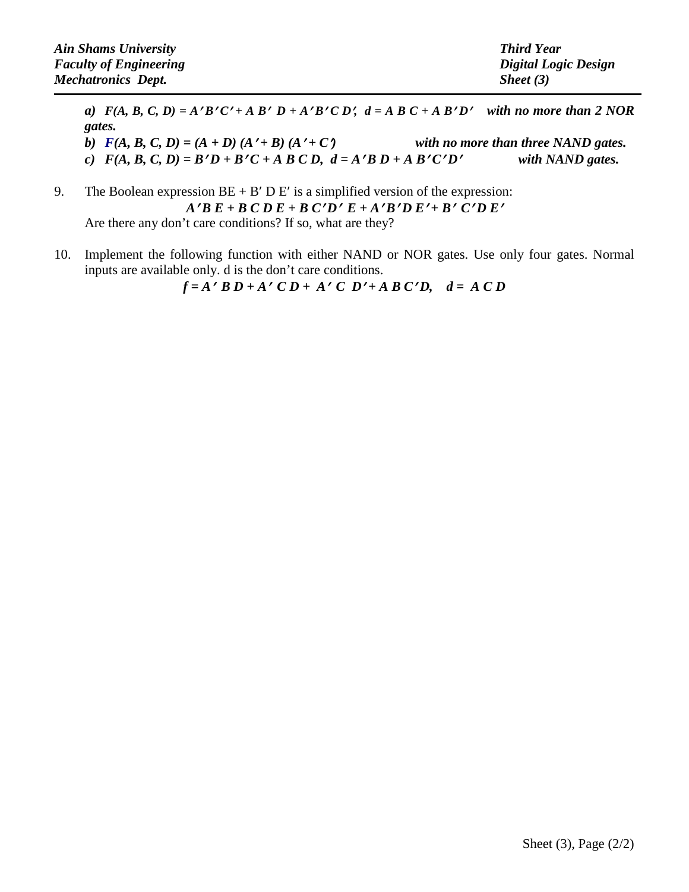a) $F(A, B, C, D) = A'B'C' + A B' D + A'B'C D'$, $d = A B C + A B' D'$ &nbsp;&nbsp; ***with no more than 2 NOR gates.***

b) $F(A, B, C, D) = (A + D)(A' + B)(A' + C')$ &nbsp;&nbsp; ***with no more than three NAND gates.***

c) $F(A, B, C, D) = B'D + B'C + A B C D$, $d = A'B D + A B'C'D'$ &nbsp;&nbsp; ***with NAND gates.***

9. The Boolean expression $BE + B' D E'$ is a simplified version of the expression:

$$A'B E + B C D E + B C'D' E + A'B'D E' + B' C'D E'$$

Are there any don't care conditions? If so, what are they?

10. Implement the following function with either NAND or NOR gates. Use only four gates. Normal inputs are available only. d is the don't care conditions.

$$f = A' B D + A' C D + A' C D' + A B C'D, \quad d = A C D$$